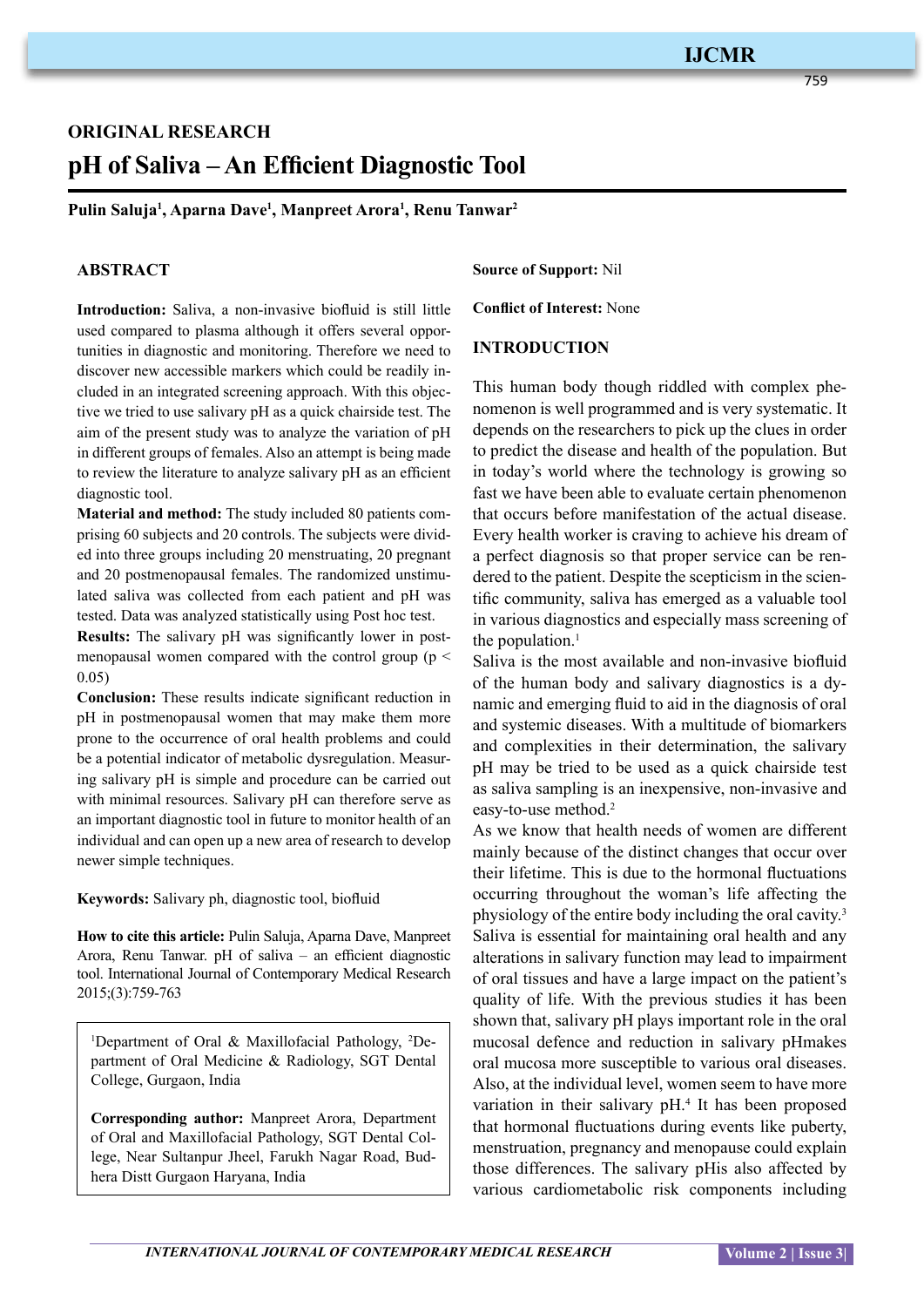ORIGINAL RESEARCH

# pH of Saliva – An Efficient Diagnostic Tool

**Pulin Saluja[1], Aparna Dave[1], Manpreet Arora[1], Renu Tanwar[2]**

## ABSTRACT

**Introduction:** Saliva, a non-invasive biofluid is still little used compared to plasma although it offers several opportunities in diagnostic and monitoring. Therefore we need to discover new accessible markers which could be readily included in an integrated screening approach. With this objective we tried to use salivary pH as a quick chairside test. The aim of the present study was to analyze the variation of pH in different groups of females. Also an attempt is being made to review the literature to analyze salivary pH as an efficient diagnostic tool.

**Material and method:** The study included 80 patients comprising 60 subjects and 20 controls. The subjects were divided into three groups including 20 menstruating, 20 pregnant and 20 postmenopausal females. The randomized unstimulated saliva was collected from each patient and pH was tested. Data was analyzed statistically using Post hoc test.

**Results:** The salivary pH was significantly lower in postmenopausal women compared with the control group ($p < 0.05$)

**Conclusion:** These results indicate significant reduction in pH in postmenopausal women that may make them more prone to the occurrence of oral health problems and could be a potential indicator of metabolic dysregulation. Measuring salivary pH is simple and procedure can be carried out with minimal resources. Salivary pH can therefore serve as an important diagnostic tool in future to monitor health of an individual and can open up a new area of research to develop newer simple techniques.

**Keywords:** Salivary ph, diagnostic tool, biofluid

**How to cite this article:** Pulin Saluja, Aparna Dave, Manpreet Arora, Renu Tanwar. pH of saliva – an efficient diagnostic tool. International Journal of Contemporary Medical Research 2015;(3):759-763

[1]Department of Oral & Maxillofacial Pathology, [2]Department of Oral Medicine & Radiology, SGT Dental College, Gurgaon, India

**Corresponding author:** Manpreet Arora, Department of Oral and Maxillofacial Pathology, SGT Dental College, Near Sultanpur Jheel, Farukh Nagar Road, Budhera Distt Gurgaon Haryana, India

**Source of Support:** Nil

**Conflict of Interest:** None

## INTRODUCTION

This human body though riddled with complex phenomenon is well programmed and is very systematic. It depends on the researchers to pick up the clues in order to predict the disease and health of the population. But in today's world where the technology is growing so fast we have been able to evaluate certain phenomenon that occurs before manifestation of the actual disease. Every health worker is craving to achieve his dream of a perfect diagnosis so that proper service can be rendered to the patient. Despite the scepticism in the scientific community, saliva has emerged as a valuable tool in various diagnostics and especially mass screening of the population.[1]

Saliva is the most available and non-invasive biofluid of the human body and salivary diagnostics is a dynamic and emerging fluid to aid in the diagnosis of oral and systemic diseases. With a multitude of biomarkers and complexities in their determination, the salivary pH may be tried to be used as a quick chairside test as saliva sampling is an inexpensive, non-invasive and easy-to-use method.[2]

As we know that health needs of women are different mainly because of the distinct changes that occur over their lifetime. This is due to the hormonal fluctuations occurring throughout the woman's life affecting the physiology of the entire body including the oral cavity.[3] Saliva is essential for maintaining oral health and any alterations in salivary function may lead to impairment of oral tissues and have a large impact on the patient's quality of life. With the previous studies it has been shown that, salivary pH plays important role in the oral mucosal defence and reduction in salivary pHmakes oral mucosa more susceptible to various oral diseases. Also, at the individual level, women seem to have more variation in their salivary pH.[4] It has been proposed that hormonal fluctuations during events like puberty, menstruation, pregnancy and menopause could explain those differences. The salivary pHis also affected by various cardiometabolic risk components including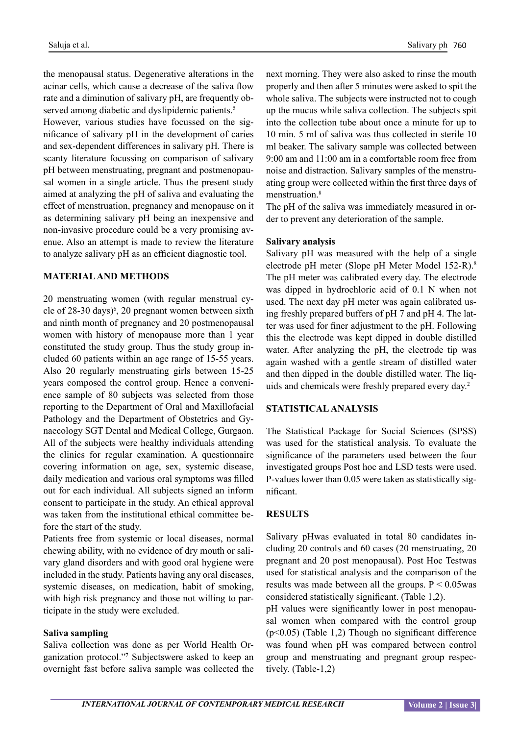the menopausal status. Degenerative alterations in the acinar cells, which cause a decrease of the saliva flow rate and a diminution of salivary pH, are frequently observed among diabetic and dyslipidemic patients.[5]

However, various studies have focussed on the significance of salivary pH in the development of caries and sex-dependent differences in salivary pH. There is scanty literature focussing on comparison of salivary pH between menstruating, pregnant and postmenopausal women in a single article. Thus the present study aimed at analyzing the pH of saliva and evaluating the effect of menstruation, pregnancy and menopause on it as determining salivary pH being an inexpensive and non-invasive procedure could be a very promising avenue. Also an attempt is made to review the literature to analyze salivary pH as an efficient diagnostic tool.

## MATERIAL AND METHODS

20 menstruating women (with regular menstrual cycle of 28-30 days)[6], 20 pregnant women between sixth and ninth month of pregnancy and 20 postmenopausal women with history of menopause more than 1 year constituted the study group. Thus the study group included 60 patients within an age range of 15-55 years. Also 20 regularly menstruating girls between 15-25 years composed the control group. Hence a convenience sample of 80 subjects was selected from those reporting to the Department of Oral and Maxillofacial Pathology and the Department of Obstetrics and Gynaecology SGT Dental and Medical College, Gurgaon. All of the subjects were healthy individuals attending the clinics for regular examination. A questionnaire covering information on age, sex, systemic disease, daily medication and various oral symptoms was filled out for each individual. All subjects signed an inform consent to participate in the study. An ethical approval was taken from the institutional ethical committee before the start of the study.

Patients free from systemic or local diseases, normal chewing ability, with no evidence of dry mouth or salivary gland disorders and with good oral hygiene were included in the study. Patients having any oral diseases, systemic diseases, on medication, habit of smoking, with high risk pregnancy and those not willing to participate in the study were excluded.

### Saliva sampling

Saliva collection was done as per World Health Organization protocol."[7] Subjectswere asked to keep an overnight fast before saliva sample was collected the next morning. They were also asked to rinse the mouth properly and then after 5 minutes were asked to spit the whole saliva. The subjects were instructed not to cough up the mucus while saliva collection. The subjects spit into the collection tube about once a minute for up to 10 min. 5 ml of saliva was thus collected in sterile 10 ml beaker. The salivary sample was collected between 9:00 am and 11:00 am in a comfortable room free from noise and distraction. Salivary samples of the menstruating group were collected within the first three days of menstruation.[8]

The pH of the saliva was immediately measured in order to prevent any deterioration of the sample.

### Salivary analysis

Salivary pH was measured with the help of a single electrode pH meter (Slope pH Meter Model 152-R).[8] The pH meter was calibrated every day. The electrode was dipped in hydrochloric acid of 0.1 N when not used. The next day pH meter was again calibrated using freshly prepared buffers of pH 7 and pH 4. The latter was used for finer adjustment to the pH. Following this the electrode was kept dipped in double distilled water. After analyzing the pH, the electrode tip was again washed with a gentle stream of distilled water and then dipped in the double distilled water. The liquids and chemicals were freshly prepared every day.[2]

## STATISTICAL ANALYSIS

The Statistical Package for Social Sciences (SPSS) was used for the statistical analysis. To evaluate the significance of the parameters used between the four investigated groups Post hoc and LSD tests were used. P-values lower than 0.05 were taken as statistically significant.

## RESULTS

Salivary pHwas evaluated in total 80 candidates including 20 controls and 60 cases (20 menstruating, 20 pregnant and 20 post menopausal). Post Hoc Testwas used for statistical analysis and the comparison of the results was made between all the groups. $P < 0.05$was considered statistically significant. (Table 1,2).

pH values were significantly lower in post menopausal women when compared with the control group ($p<0.05$) (Table 1,2) Though no significant difference was found when pH was compared between control group and menstruating and pregnant group respectively. (Table-1,2)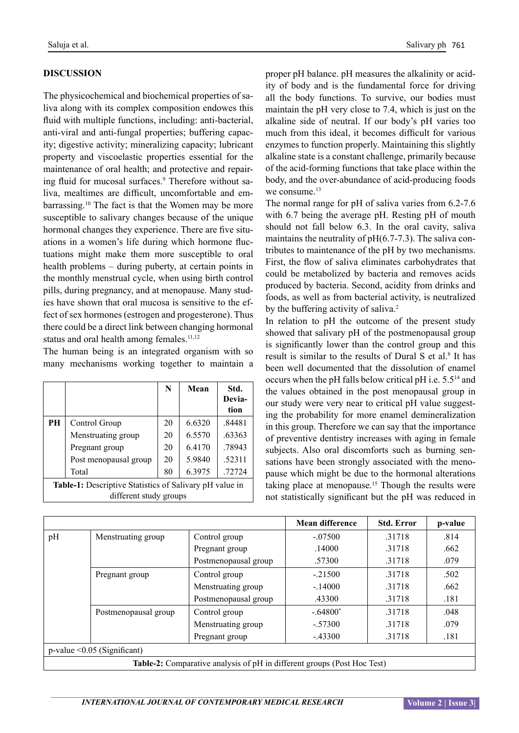## DISCUSSION

The physicochemical and biochemical properties of saliva along with its complex composition endowes this fluid with multiple functions, including: anti-bacterial, anti-viral and anti-fungal properties; buffering capacity; digestive activity; mineralizing capacity; lubricant property and viscoelastic properties essential for the maintenance of oral health; and protective and repairing fluid for mucosal surfaces.[9] Therefore without saliva, mealtimes are difficult, uncomfortable and embarrassing.[10] The fact is that the Women may be more susceptible to salivary changes because of the unique hormonal changes they experience. There are five situations in a women's life during which hormone fluctuations might make them more susceptible to oral health problems – during puberty, at certain points in the monthly menstrual cycle, when using birth control pills, during pregnancy, and at menopause. Many studies have shown that oral mucosa is sensitive to the effect of sex hormones (estrogen and progesterone). Thus there could be a direct link between changing hormonal status and oral health among females.[11,12]

The human being is an integrated organism with so many mechanisms working together to maintain a proper pH balance. pH measures the alkalinity or acidity of body and is the fundamental force for driving all the body functions. To survive, our bodies must maintain the pH very close to 7.4, which is just on the alkaline side of neutral. If our body's pH varies too much from this ideal, it becomes difficult for various enzymes to function properly. Maintaining this slightly alkaline state is a constant challenge, primarily because of the acid-forming functions that take place within the body, and the over-abundance of acid-producing foods we consume.[13]

|  |  | N | Mean | Std. Deviation |
|---|---|---|---|---|
| PH | Control Group | 20 | 6.6320 | .84481 |
|  | Menstruating group | 20 | 6.5570 | .63363 |
|  | Pregnant group | 20 | 6.4170 | .78943 |
|  | Post menopausal group | 20 | 5.9840 | .52311 |
|  | Total | 80 | 6.3975 | .72724 |

**Table-1:** Descriptive Statistics of Salivary pH value in different study groups

The normal range for pH of saliva varies from 6.2-7.6 with 6.7 being the average pH. Resting pH of mouth should not fall below 6.3. In the oral cavity, saliva maintains the neutrality of pH(6.7-7.3). The saliva contributes to maintenance of the pH by two mechanisms. First, the flow of saliva eliminates carbohydrates that could be metabolized by bacteria and removes acids produced by bacteria. Second, acidity from drinks and foods, as well as from bacterial activity, is neutralized by the buffering activity of saliva.[2]

In relation to pH the outcome of the present study showed that salivary pH of the postmenopausal group is significantly lower than the control group and this result is similar to the results of Dural S et al.[8] It has been well documented that the dissolution of enamel occurs when the pH falls below critical pH i.e. 5.5[14] and the values obtained in the post menopausal group in our study were very near to critical pH value suggesting the probability for more enamel demineralization in this group. Therefore we can say that the importance of preventive dentistry increases with aging in female subjects. Also oral discomforts such as burning sensations have been strongly associated with the menopause which might be due to the hormonal alterations taking place at menopause.[15] Though the results were not statistically significant but the pH was reduced in

|  |  |  | Mean difference | Std. Error | p-value |
|---|---|---|---|---|---|
| pH | Menstruating group | Control group | -.07500 | .31718 | .814 |
|  |  | Pregnant group | .14000 | .31718 | .662 |
|  |  | Postmenopausal group | .57300 | .31718 | .079 |
|  | Pregnant group | Control group | -.21500 | .31718 | .502 |
|  |  | Menstruating group | -.14000 | .31718 | .662 |
|  |  | Postmenopausal group | .43300 | .31718 | .181 |
|  | Postmenopausal group | Control group | -.64800* | .31718 | .048 |
|  |  | Menstruating group | -.57300 | .31718 | .079 |
|  |  | Pregnant group | -.43300 | .31718 | .181 |

p-value <0.05 (Significant)

**Table-2:** Comparative analysis of pH in different groups (Post Hoc Test)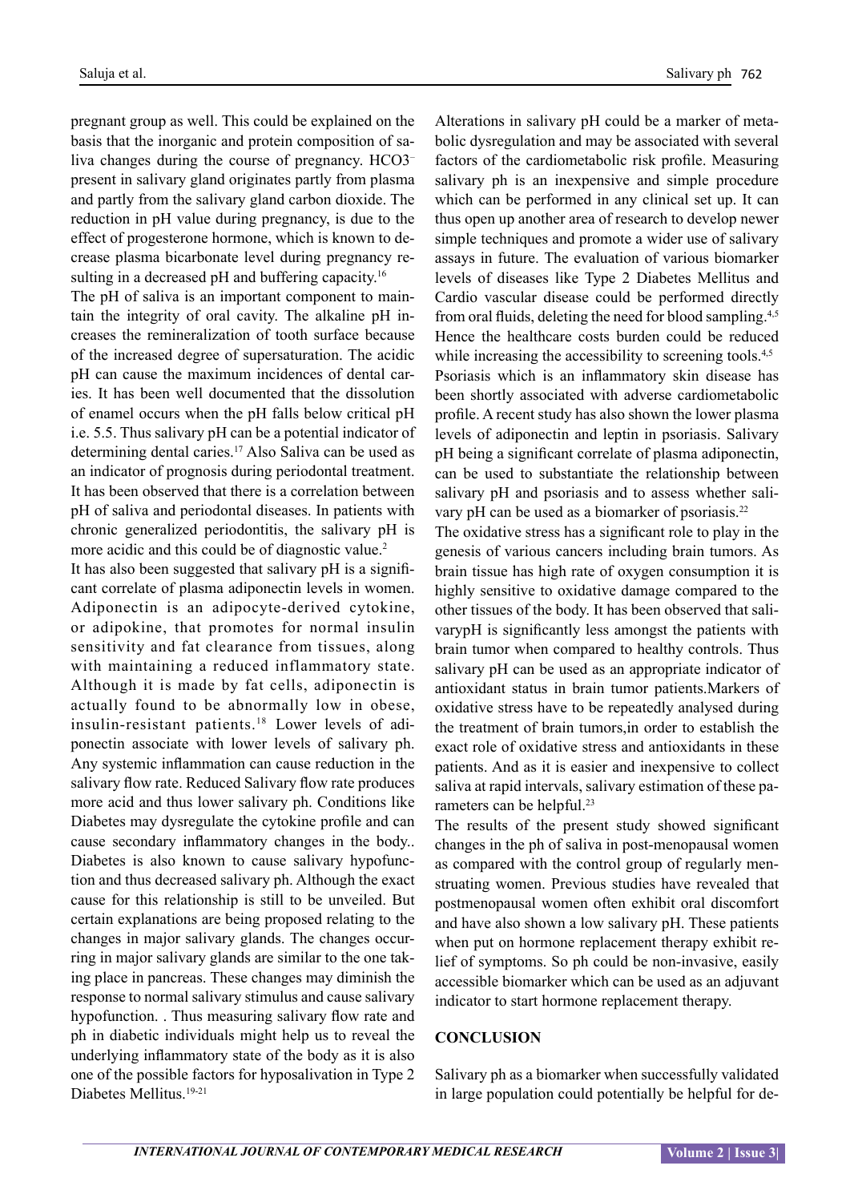pregnant group as well. This could be explained on the basis that the inorganic and protein composition of saliva changes during the course of pregnancy. $HCO3^-$ present in salivary gland originates partly from plasma and partly from the salivary gland carbon dioxide. The reduction in pH value during pregnancy, is due to the effect of progesterone hormone, which is known to decrease plasma bicarbonate level during pregnancy resulting in a decreased pH and buffering capacity.[16]

The pH of saliva is an important component to maintain the integrity of oral cavity. The alkaline pH increases the remineralization of tooth surface because of the increased degree of supersaturation. The acidic pH can cause the maximum incidences of dental caries. It has been well documented that the dissolution of enamel occurs when the pH falls below critical pH i.e. 5.5. Thus salivary pH can be a potential indicator of determining dental caries.[17] Also Saliva can be used as an indicator of prognosis during periodontal treatment. It has been observed that there is a correlation between pH of saliva and periodontal diseases. In patients with chronic generalized periodontitis, the salivary pH is more acidic and this could be of diagnostic value.[2]

It has also been suggested that salivary pH is a significant correlate of plasma adiponectin levels in women. Adiponectin is an adipocyte-derived cytokine, or adipokine, that promotes for normal insulin sensitivity and fat clearance from tissues, along with maintaining a reduced inflammatory state. Although it is made by fat cells, adiponectin is actually found to be abnormally low in obese, insulin-resistant patients.[18] Lower levels of adiponectin associate with lower levels of salivary ph. Any systemic inflammation can cause reduction in the salivary flow rate. Reduced Salivary flow rate produces more acid and thus lower salivary ph. Conditions like Diabetes may dysregulate the cytokine profile and can cause secondary inflammatory changes in the body.. Diabetes is also known to cause salivary hypofunction and thus decreased salivary ph. Although the exact cause for this relationship is still to be unveiled. But certain explanations are being proposed relating to the changes in major salivary glands. The changes occurring in major salivary glands are similar to the one taking place in pancreas. These changes may diminish the response to normal salivary stimulus and cause salivary hypofunction. . Thus measuring salivary flow rate and ph in diabetic individuals might help us to reveal the underlying inflammatory state of the body as it is also one of the possible factors for hyposalivation in Type 2 Diabetes Mellitus.[19-21]

Alterations in salivary pH could be a marker of metabolic dysregulation and may be associated with several factors of the cardiometabolic risk profile. Measuring salivary ph is an inexpensive and simple procedure which can be performed in any clinical set up. It can thus open up another area of research to develop newer simple techniques and promote a wider use of salivary assays in future. The evaluation of various biomarker levels of diseases like Type 2 Diabetes Mellitus and Cardio vascular disease could be performed directly from oral fluids, deleting the need for blood sampling.[4,5] Hence the healthcare costs burden could be reduced while increasing the accessibility to screening tools.[4,5]

Psoriasis which is an inflammatory skin disease has been shortly associated with adverse cardiometabolic profile. A recent study has also shown the lower plasma levels of adiponectin and leptin in psoriasis. Salivary pH being a significant correlate of plasma adiponectin, can be used to substantiate the relationship between salivary pH and psoriasis and to assess whether salivary pH can be used as a biomarker of psoriasis.[22]

The oxidative stress has a significant role to play in the genesis of various cancers including brain tumors. As brain tissue has high rate of oxygen consumption it is highly sensitive to oxidative damage compared to the other tissues of the body. It has been observed that salivarypH is significantly less amongst the patients with brain tumor when compared to healthy controls. Thus salivary pH can be used as an appropriate indicator of antioxidant status in brain tumor patients.Markers of oxidative stress have to be repeatedly analysed during the treatment of brain tumors,in order to establish the exact role of oxidative stress and antioxidants in these patients. And as it is easier and inexpensive to collect saliva at rapid intervals, salivary estimation of these parameters can be helpful.[23]

The results of the present study showed significant changes in the ph of saliva in post-menopausal women as compared with the control group of regularly menstruating women. Previous studies have revealed that postmenopausal women often exhibit oral discomfort and have also shown a low salivary pH. These patients when put on hormone replacement therapy exhibit relief of symptoms. So ph could be non-invasive, easily accessible biomarker which can be used as an adjuvant indicator to start hormone replacement therapy.

## CONCLUSION

Salivary ph as a biomarker when successfully validated in large population could potentially be helpful for de-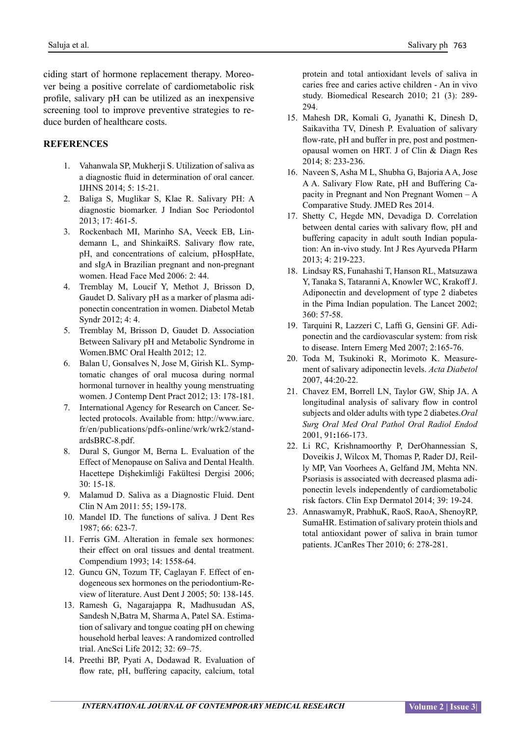ciding start of hormone replacement therapy. Moreover being a positive correlate of cardiometabolic risk profile, salivary pH can be utilized as an inexpensive screening tool to improve preventive strategies to reduce burden of healthcare costs.

## REFERENCES

1. Vahanwala SP, Mukherji S. Utilization of saliva as a diagnostic fluid in determination of oral cancer. IJHNS 2014; 5: 15-21.
2. Baliga S, Muglikar S, Klae R. Salivary PH: A diagnostic biomarker. J Indian Soc Periodontol 2013; 17: 461-5.
3. Rockenbach MI, Marinho SA, Veeck EB, Lindemann L, and ShinkaiRS. Salivary flow rate, pH, and concentrations of calcium, pHospHate, and sIgA in Brazilian pregnant and non-pregnant women. Head Face Med 2006: 2: 44.
4. Tremblay M, Loucif Y, Methot J, Brisson D, Gaudet D. Salivary pH as a marker of plasma adiponectin concentration in women. Diabetol Metab Syndr 2012; 4: 4.
5. Tremblay M, Brisson D, Gaudet D. Association Between Salivary pH and Metabolic Syndrome in Women.BMC Oral Health 2012; 12.
6. Balan U, Gonsalves N, Jose M, Girish KL. Symptomatic changes of oral mucosa during normal hormonal turnover in healthy young menstruating women. J Contemp Dent Pract 2012; 13: 178-181.
7. International Agency for Research on Cancer. Selected protocols. Available from: http://www.iarc.fr/en/publications/pdfs-online/wrk/wrk2/standardsBRC-8.pdf.
8. Dural S, Gungor M, Berna L. Evaluation of the Effect of Menopause on Saliva and Dental Health. Hacettepe Dişhekimliği Fakültesi Dergisi 2006; 30: 15-18.
9. Malamud D. Saliva as a Diagnostic Fluid. Dent Clin N Am 2011: 55; 159-178.
10. Mandel ID. The functions of saliva. J Dent Res 1987; 66: 623-7.
11. Ferris GM. Alteration in female sex hormones: their effect on oral tissues and dental treatment. Compendium 1993; 14: 1558-64.
12. Guncu GN, Tozum TF, Caglayan F. Effect of endogeneous sex hormones on the periodontium-Review of literature. Aust Dent J 2005; 50: 138-145.
13. Ramesh G, Nagarajappa R, Madhusudan AS, Sandesh N,Batra M, Sharma A, Patel SA. Estimation of salivary and tongue coating pH on chewing household herbal leaves: A randomized controlled trial. AncSci Life 2012; 32: 69–75.
14. Preethi BP, Pyati A, Dodawad R. Evaluation of flow rate, pH, buffering capacity, calcium, total protein and total antioxidant levels of saliva in caries free and caries active children - An in vivo study. Biomedical Research 2010; 21 (3): 289-294.
15. Mahesh DR, Komali G, Jyanathi K, Dinesh D, Saikavitha TV, Dinesh P. Evaluation of salivary flow-rate, pH and buffer in pre, post and postmenopausal women on HRT. J of Clin & Diagn Res 2014; 8: 233-236.
16. Naveen S, Asha M L, Shubha G, Bajoria A A, Jose A A. Salivary Flow Rate, pH and Buffering Capacity in Pregnant and Non Pregnant Women – A Comparative Study. JMED Res 2014.
17. Shetty C, Hegde MN, Devadiga D. Correlation between dental caries with salivary flow, pH and buffering capacity in adult south Indian population: An in-vivo study. Int J Res Ayurveda PHarm 2013; 4: 219-223.
18. Lindsay RS, Funahashi T, Hanson RL, Matsuzawa Y, Tanaka S, Tataranni A, Knowler WC, Krakoff J. Adiponectin and development of type 2 diabetes in the Pima Indian population. The Lancet 2002; 360: 57-58.
19. Tarquini R, Lazzeri C, Laffi G, Gensini GF. Adiponectin and the cardiovascular system: from risk to disease. Intern Emerg Med 2007; 2:165-76.
20. Toda M, Tsukinoki R, Morimoto K. Measurement of salivary adiponectin levels. *Acta Diabetol* 2007, 44:20-22.
21. Chavez EM, Borrell LN, Taylor GW, Ship JA. A longitudinal analysis of salivary flow in control subjects and older adults with type 2 diabetes.*Oral Surg Oral Med Oral Pathol Oral Radiol Endod* 2001, 91**:**166-173.
22. Li RC, Krishnamoorthy P, DerOhannessian S, Doveikis J, Wilcox M, Thomas P, Rader DJ, Reilly MP, Van Voorhees A, Gelfand JM, Mehta NN. Psoriasis is associated with decreased plasma adiponectin levels independently of cardiometabolic risk factors. Clin Exp Dermatol 2014; 39: 19-24.
23. AnnaswamyR, PrabhuK, RaoS, RaoA, ShenoyRP, SumaHR. Estimation of salivary protein thiols and total antioxidant power of saliva in brain tumor patients. JCanRes Ther 2010; 6: 278-281.